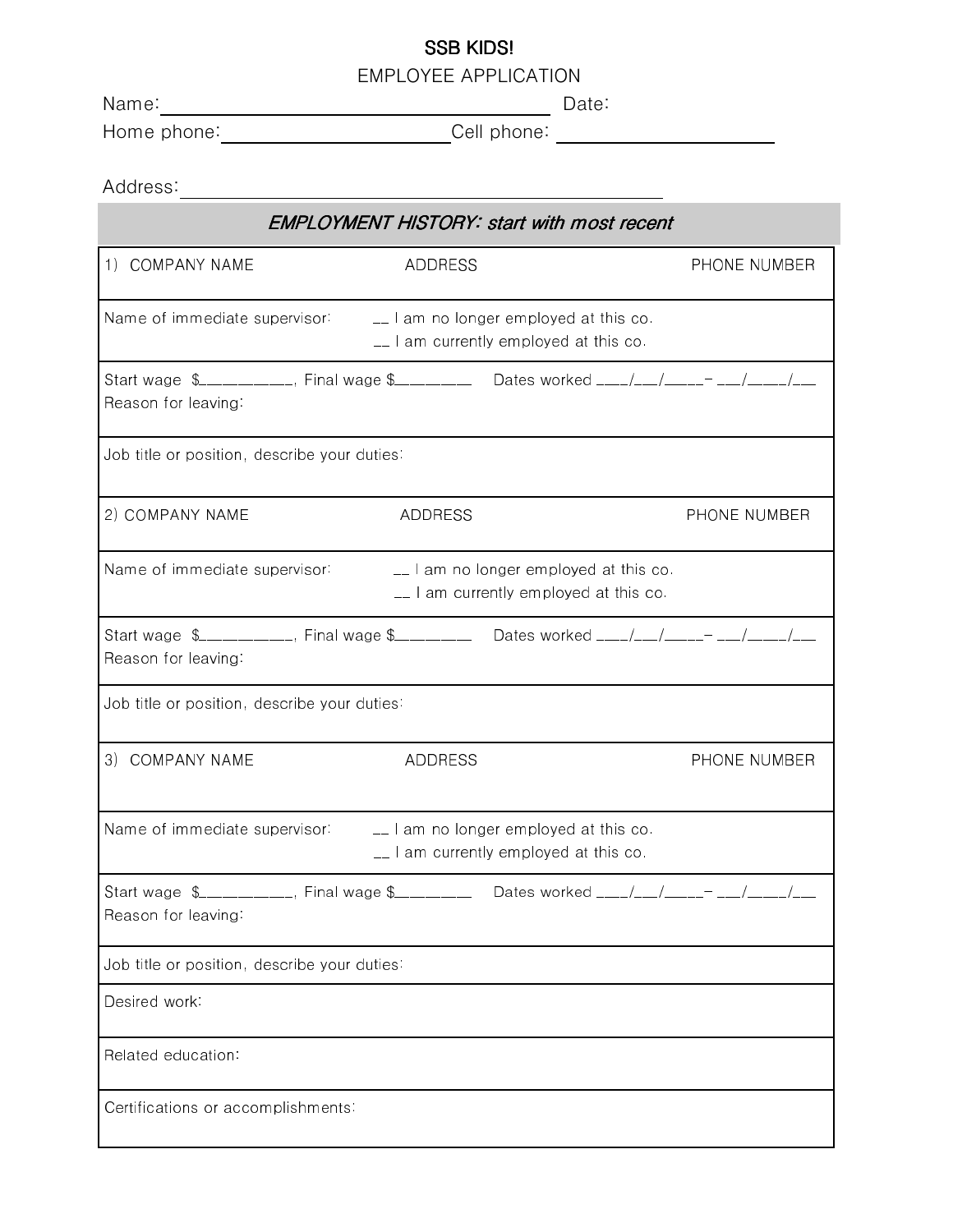# SSB KIDS!

## EMPLOYEE APPLICATION

Name: ______________________________ Date:

Home phone: ____________________ Cell phone: ____________________

Address: ________________________________________________

### *EMPLOYMENT HISTORY: start with most recent*

| 1) COMPANY NAME | ADDRESS | PHONE NUMBER |
|---|---|---|
| Name of immediate supervisor: | __ I am no longer employed at this co.<br>__ I am currently employed at this co. | |
| Start wage $_________, Final wage $_______ | Dates worked ___/__/____- __/____/__ | |
| Reason for leaving: | | |
| Job title or position, describe your duties: | | |

| 2) COMPANY NAME | ADDRESS | PHONE NUMBER |
|---|---|---|
| Name of immediate supervisor: | __ I am no longer employed at this co.<br>__ I am currently employed at this co. | |
| Start wage $_________, Final wage $_______ | Dates worked ___/__/____- __/____/__ | |
| Reason for leaving: | | |
| Job title or position, describe your duties: | | |

| 3) COMPANY NAME | ADDRESS | PHONE NUMBER |
|---|---|---|
| Name of immediate supervisor: | __ I am no longer employed at this co.<br>__ I am currently employed at this co. | |
| Start wage $_________, Final wage $_______ | Dates worked ___/__/____- __/____/__ | |
| Reason for leaving: | | |
| Job title or position, describe your duties: | | |

Desired work:

Related education:

Certifications or accomplishments: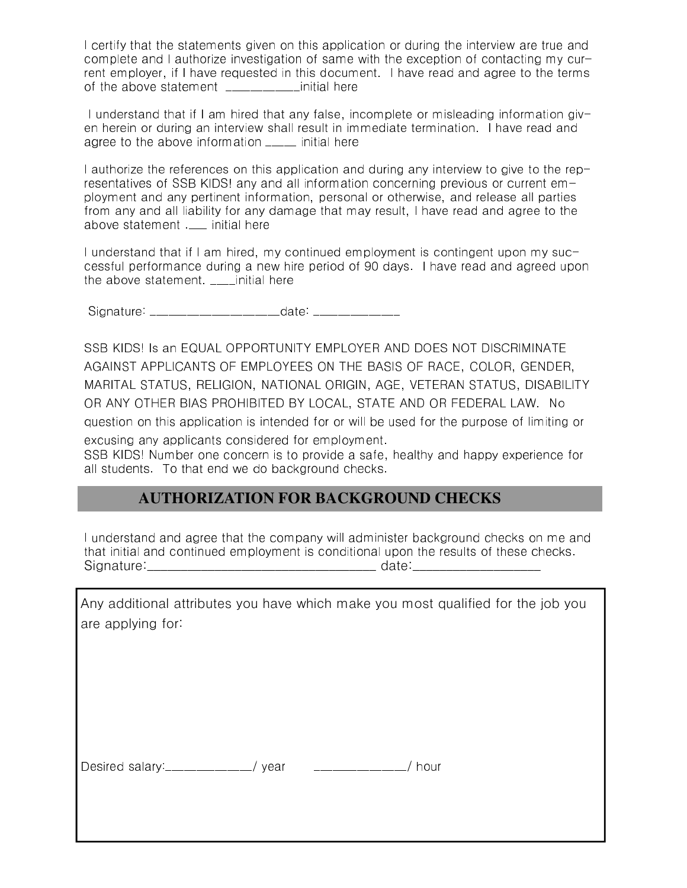I certify that the statements given on this application or during the interview are true and complete and I authorize investigation of same with the exception of contacting my current employer, if I have requested in this document. I have read and agree to the terms of the above statement __________initial here

I understand that if I am hired that any false, incomplete or misleading information given herein or during an interview shall result in immediate termination. I have read and agree to the above information ____ initial here

I authorize the references on this application and during any interview to give to the representatives of SSB KIDS! any and all information concerning previous or current employment and any pertinent information, personal or otherwise, and release all parties from any and all liability for any damage that may result, I have read and agree to the above statement .___ initial here

I understand that if I am hired, my continued employment is contingent upon my successful performance during a new hire period of 90 days. I have read and agreed upon the above statement. ___initial here

Signature: __________________date: ____________

SSB KIDS! Is an EQUAL OPPORTUNITY EMPLOYER AND DOES NOT DISCRIMINATE AGAINST APPLICANTS OF EMPLOYEES ON THE BASIS OF RACE, COLOR, GENDER, MARITAL STATUS, RELIGION, NATIONAL ORIGIN, AGE, VETERAN STATUS, DISABILITY OR ANY OTHER BIAS PROHIBITED BY LOCAL, STATE AND OR FEDERAL LAW. No question on this application is intended for or will be used for the purpose of limiting or excusing any applicants considered for employment.
SSB KIDS! Number one concern is to provide a safe, healthy and happy experience for all students. To that end we do background checks.

## AUTHORIZATION FOR BACKGROUND CHECKS

I understand and agree that the company will administer background checks on me and that initial and continued employment is conditional upon the results of these checks.
Signature:_________________________________ date:__________________

Any additional attributes you have which make you most qualified for the job you are applying for:

Desired salary:____________/ year ____________/ hour